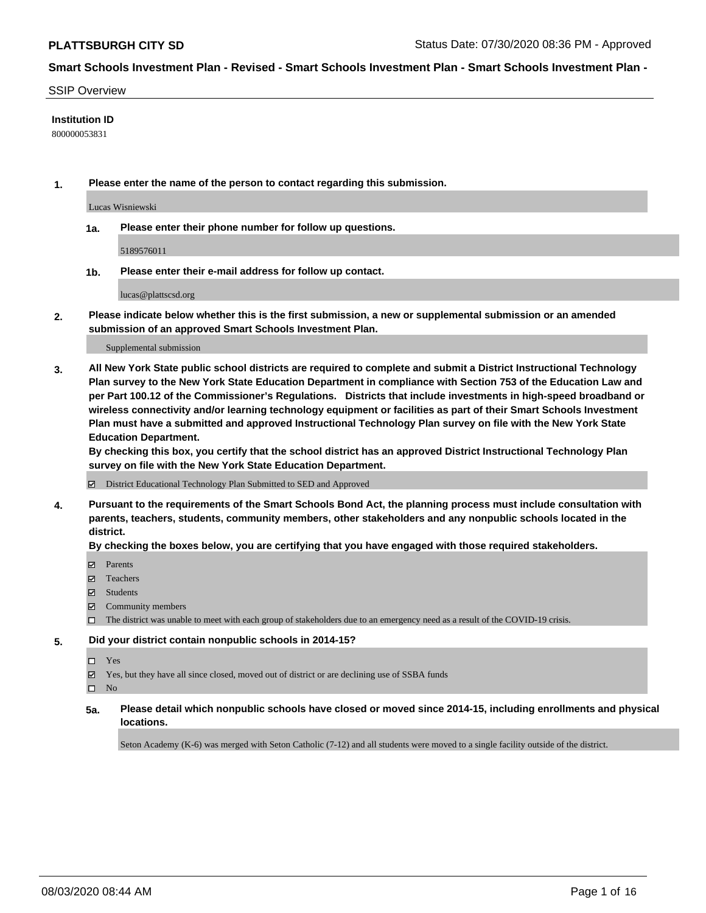**PLATTSBURGH CITY SD**

Status Date: 07/30/2020 08:36 PM - Approved

**Smart Schools Investment Plan - Revised - Smart Schools Investment Plan - Smart Schools Investment Plan -**

SSIP Overview

**Institution ID**

800000053831

**1. Please enter the name of the person to contact regarding this submission.**

Lucas Wisniewski

**1a. Please enter their phone number for follow up questions.**

5189576011

**1b. Please enter their e-mail address for follow up contact.**

lucas@plattscsd.org

**2. Please indicate below whether this is the first submission, a new or supplemental submission or an amended submission of an approved Smart Schools Investment Plan.**

Supplemental submission

**3. All New York State public school districts are required to complete and submit a District Instructional Technology Plan survey to the New York State Education Department in compliance with Section 753 of the Education Law and per Part 100.12 of the Commissioner's Regulations. Districts that include investments in high-speed broadband or wireless connectivity and/or learning technology equipment or facilities as part of their Smart Schools Investment Plan must have a submitted and approved Instructional Technology Plan survey on file with the New York State Education Department.**

**By checking this box, you certify that the school district has an approved District Instructional Technology Plan survey on file with the New York State Education Department.**

☑ District Educational Technology Plan Submitted to SED and Approved

**4. Pursuant to the requirements of the Smart Schools Bond Act, the planning process must include consultation with parents, teachers, students, community members, other stakeholders and any nonpublic schools located in the district.**

**By checking the boxes below, you are certifying that you have engaged with those required stakeholders.**

☑ Parents

☑ Teachers

☑ Students

☑ Community members

☐ The district was unable to meet with each group of stakeholders due to an emergency need as a result of the COVID-19 crisis.

**5. Did your district contain nonpublic schools in 2014-15?**

☐ Yes

☑ Yes, but they have all since closed, moved out of district or are declining use of SSBA funds

☐ No

**5a. Please detail which nonpublic schools have closed or moved since 2014-15, including enrollments and physical locations.**

Seton Academy (K-6) was merged with Seton Catholic (7-12) and all students were moved to a single facility outside of the district.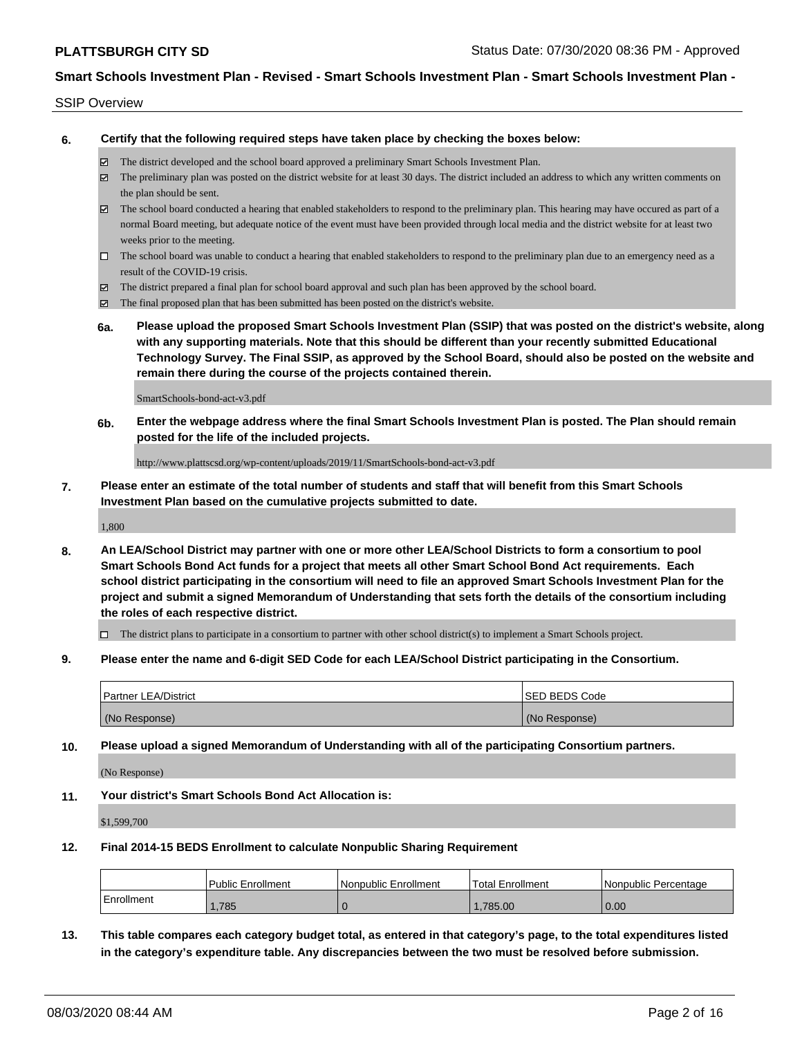SSIP Overview

**6. Certify that the following required steps have taken place by checking the boxes below:**

- ☑ The district developed and the school board approved a preliminary Smart Schools Investment Plan.
- ☑ The preliminary plan was posted on the district website for at least 30 days. The district included an address to which any written comments on the plan should be sent.
- ☑ The school board conducted a hearing that enabled stakeholders to respond to the preliminary plan. This hearing may have occured as part of a normal Board meeting, but adequate notice of the event must have been provided through local media and the district website for at least two weeks prior to the meeting.
- ☐ The school board was unable to conduct a hearing that enabled stakeholders to respond to the preliminary plan due to an emergency need as a result of the COVID-19 crisis.
- ☑ The district prepared a final plan for school board approval and such plan has been approved by the school board.
- ☑ The final proposed plan that has been submitted has been posted on the district's website.

**6a. Please upload the proposed Smart Schools Investment Plan (SSIP) that was posted on the district's website, along with any supporting materials. Note that this should be different than your recently submitted Educational Technology Survey. The Final SSIP, as approved by the School Board, should also be posted on the website and remain there during the course of the projects contained therein.**

SmartSchools-bond-act-v3.pdf

**6b. Enter the webpage address where the final Smart Schools Investment Plan is posted. The Plan should remain posted for the life of the included projects.**

http://www.plattscsd.org/wp-content/uploads/2019/11/SmartSchools-bond-act-v3.pdf

**7. Please enter an estimate of the total number of students and staff that will benefit from this Smart Schools Investment Plan based on the cumulative projects submitted to date.**

1,800

**8. An LEA/School District may partner with one or more other LEA/School Districts to form a consortium to pool Smart Schools Bond Act funds for a project that meets all other Smart School Bond Act requirements. Each school district participating in the consortium will need to file an approved Smart Schools Investment Plan for the project and submit a signed Memorandum of Understanding that sets forth the details of the consortium including the roles of each respective district.**

- ☐ The district plans to participate in a consortium to partner with other school district(s) to implement a Smart Schools project.

**9. Please enter the name and 6-digit SED Code for each LEA/School District participating in the Consortium.**

| Partner LEA/District | SED BEDS Code |
|---|---|
| (No Response) | (No Response) |

**10. Please upload a signed Memorandum of Understanding with all of the participating Consortium partners.**

(No Response)

**11. Your district's Smart Schools Bond Act Allocation is:**

$1,599,700

**12. Final 2014-15 BEDS Enrollment to calculate Nonpublic Sharing Requirement**

| | Public Enrollment | Nonpublic Enrollment | Total Enrollment | Nonpublic Percentage |
|---|---|---|---|---|
| Enrollment | 1,785 | 0 | 1,785.00 | 0.00 |

**13. This table compares each category budget total, as entered in that category's page, to the total expenditures listed in the category's expenditure table. Any discrepancies between the two must be resolved before submission.**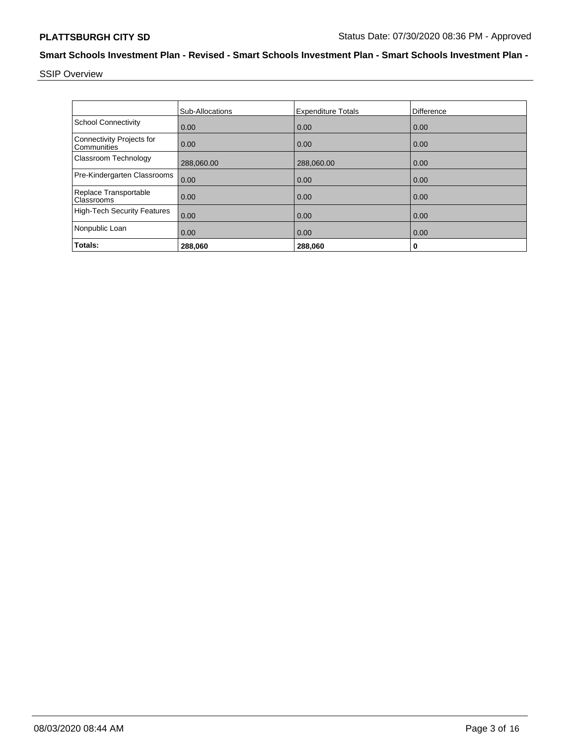## Smart Schools Investment Plan - Revised - Smart Schools Investment Plan - Smart Schools Investment Plan -

SSIP Overview

| | Sub-Allocations | Expenditure Totals | Difference |
|---|---|---|---|
| School Connectivity | 0.00 | 0.00 | 0.00 |
| Connectivity Projects for Communities | 0.00 | 0.00 | 0.00 |
| Classroom Technology | 288,060.00 | 288,060.00 | 0.00 |
| Pre-Kindergarten Classrooms | 0.00 | 0.00 | 0.00 |
| Replace Transportable Classrooms | 0.00 | 0.00 | 0.00 |
| High-Tech Security Features | 0.00 | 0.00 | 0.00 |
| Nonpublic Loan | 0.00 | 0.00 | 0.00 |
| **Totals:** | **288,060** | **288,060** | **0** |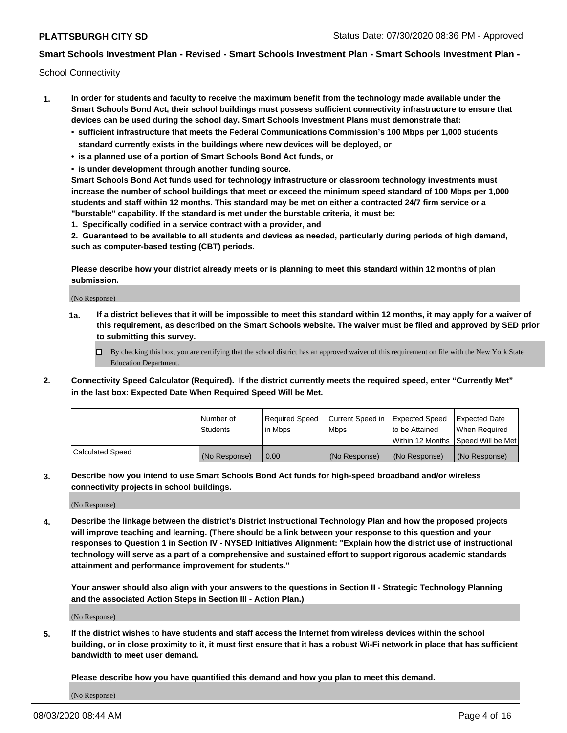School Connectivity

1. **In order for students and faculty to receive the maximum benefit from the technology made available under the Smart Schools Bond Act, their school buildings must possess sufficient connectivity infrastructure to ensure that devices can be used during the school day. Smart Schools Investment Plans must demonstrate that:**
   - **sufficient infrastructure that meets the Federal Communications Commission's 100 Mbps per 1,000 students standard currently exists in the buildings where new devices will be deployed, or**
   - **is a planned use of a portion of Smart Schools Bond Act funds, or**
   - **is under development through another funding source.**

   **Smart Schools Bond Act funds used for technology infrastructure or classroom technology investments must increase the number of school buildings that meet or exceed the minimum speed standard of 100 Mbps per 1,000 students and staff within 12 months. This standard may be met on either a contracted 24/7 firm service or a "burstable" capability. If the standard is met under the burstable criteria, it must be:**

   **1. Specifically codified in a service contract with a provider, and**

   **2. Guaranteed to be available to all students and devices as needed, particularly during periods of high demand, such as computer-based testing (CBT) periods.**

   **Please describe how your district already meets or is planning to meet this standard within 12 months of plan submission.**

   (No Response)

   **1a. If a district believes that it will be impossible to meet this standard within 12 months, it may apply for a waiver of this requirement, as described on the Smart Schools website. The waiver must be filed and approved by SED prior to submitting this survey.**

   ☐ By checking this box, you are certifying that the school district has an approved waiver of this requirement on file with the New York State Education Department.

2. **Connectivity Speed Calculator (Required). If the district currently meets the required speed, enter "Currently Met" in the last box: Expected Date When Required Speed Will be Met.**

| | Number of Students | Required Speed in Mbps | Current Speed in Mbps | Expected Speed to be Attained Within 12 Months | Expected Date When Required Speed Will be Met |
|---|---|---|---|---|---|
| Calculated Speed | (No Response) | 0.00 | (No Response) | (No Response) | (No Response) |

3. **Describe how you intend to use Smart Schools Bond Act funds for high-speed broadband and/or wireless connectivity projects in school buildings.**

   (No Response)

4. **Describe the linkage between the district's District Instructional Technology Plan and how the proposed projects will improve teaching and learning. (There should be a link between your response to this question and your responses to Question 1 in Section IV - NYSED Initiatives Alignment: "Explain how the district use of instructional technology will serve as a part of a comprehensive and sustained effort to support rigorous academic standards attainment and performance improvement for students."**

   **Your answer should also align with your answers to the questions in Section II - Strategic Technology Planning and the associated Action Steps in Section III - Action Plan.)**

   (No Response)

5. **If the district wishes to have students and staff access the Internet from wireless devices within the school building, or in close proximity to it, it must first ensure that it has a robust Wi-Fi network in place that has sufficient bandwidth to meet user demand.**

   **Please describe how you have quantified this demand and how you plan to meet this demand.**

   (No Response)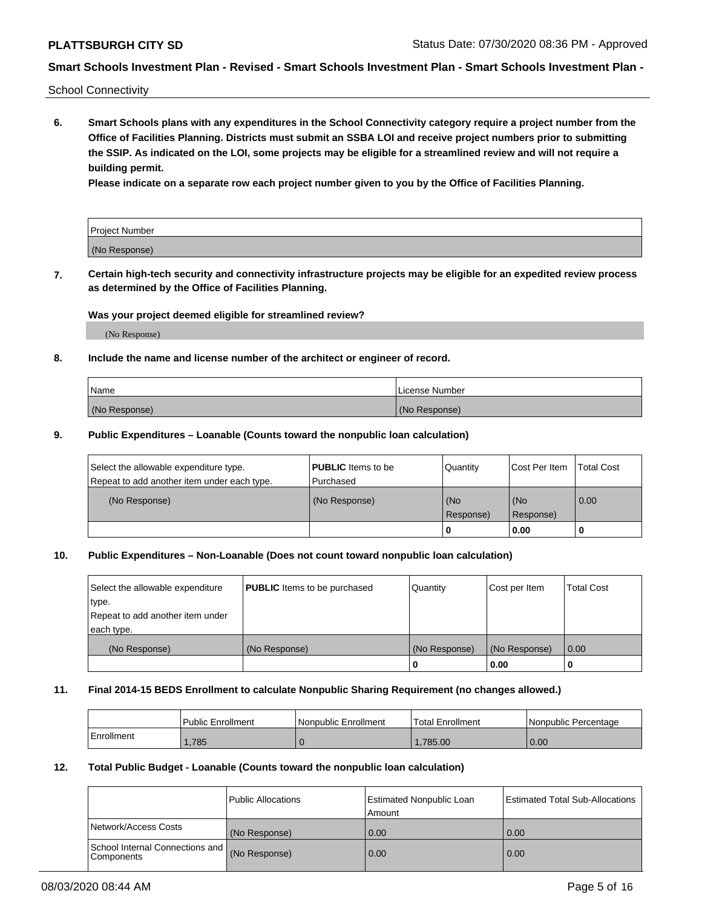School Connectivity

**6. Smart Schools plans with any expenditures in the School Connectivity category require a project number from the Office of Facilities Planning. Districts must submit an SSBA LOI and receive project numbers prior to submitting the SSIP. As indicated on the LOI, some projects may be eligible for a streamlined review and will not require a building permit.**

**Please indicate on a separate row each project number given to you by the Office of Facilities Planning.**

| Project Number |
| --- |
| (No Response) |

**7. Certain high-tech security and connectivity infrastructure projects may be eligible for an expedited review process as determined by the Office of Facilities Planning.**

**Was your project deemed eligible for streamlined review?**

(No Response)

**8. Include the name and license number of the architect or engineer of record.**

| Name | License Number |
| --- | --- |
| (No Response) | (No Response) |

**9. Public Expenditures – Loanable (Counts toward the nonpublic loan calculation)**

| Select the allowable expenditure type. Repeat to add another item under each type. | **PUBLIC** Items to be Purchased | Quantity | Cost Per Item | Total Cost |
| --- | --- | --- | --- | --- |
| (No Response) | (No Response) | (No Response) | (No Response) | 0.00 |
| | | 0 | 0.00 | 0 |

**10. Public Expenditures – Non-Loanable (Does not count toward nonpublic loan calculation)**

| Select the allowable expenditure type. Repeat to add another item under each type. | **PUBLIC** Items to be purchased | Quantity | Cost per Item | Total Cost |
| --- | --- | --- | --- | --- |
| (No Response) | (No Response) | (No Response) | (No Response) | 0.00 |
| | | 0 | 0.00 | 0 |

**11. Final 2014-15 BEDS Enrollment to calculate Nonpublic Sharing Requirement (no changes allowed.)**

| | Public Enrollment | Nonpublic Enrollment | Total Enrollment | Nonpublic Percentage |
| --- | --- | --- | --- | --- |
| Enrollment | 1,785 | 0 | 1,785.00 | 0.00 |

**12. Total Public Budget - Loanable (Counts toward the nonpublic loan calculation)**

| | Public Allocations | Estimated Nonpublic Loan Amount | Estimated Total Sub-Allocations |
| --- | --- | --- | --- |
| Network/Access Costs | (No Response) | 0.00 | 0.00 |
| School Internal Connections and Components | (No Response) | 0.00 | 0.00 |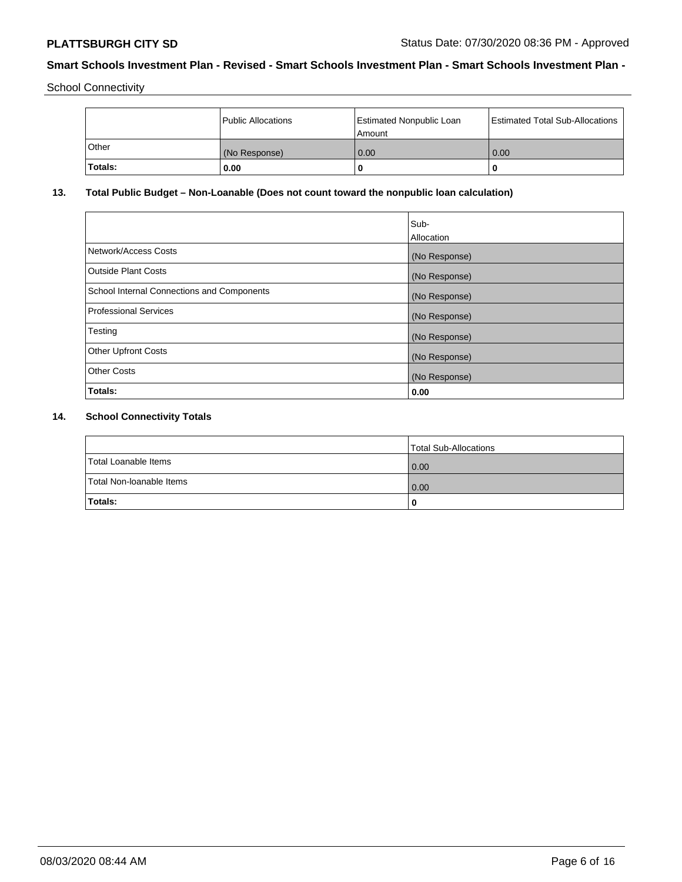## Smart Schools Investment Plan - Revised - Smart Schools Investment Plan - Smart Schools Investment Plan -

School Connectivity

| | Public Allocations | Estimated Nonpublic Loan Amount | Estimated Total Sub-Allocations |
|---|---|---|---|
| Other | (No Response) | 0.00 | 0.00 |
| **Totals:** | **0.00** | **0** | **0** |

### 13. Total Public Budget – Non-Loanable (Does not count toward the nonpublic loan calculation)

| | Sub-Allocation |
|---|---|
| Network/Access Costs | (No Response) |
| Outside Plant Costs | (No Response) |
| School Internal Connections and Components | (No Response) |
| Professional Services | (No Response) |
| Testing | (No Response) |
| Other Upfront Costs | (No Response) |
| Other Costs | (No Response) |
| **Totals:** | **0.00** |

### 14. School Connectivity Totals

| | Total Sub-Allocations |
|---|---|
| Total Loanable Items | 0.00 |
| Total Non-loanable Items | 0.00 |
| **Totals:** | **0** |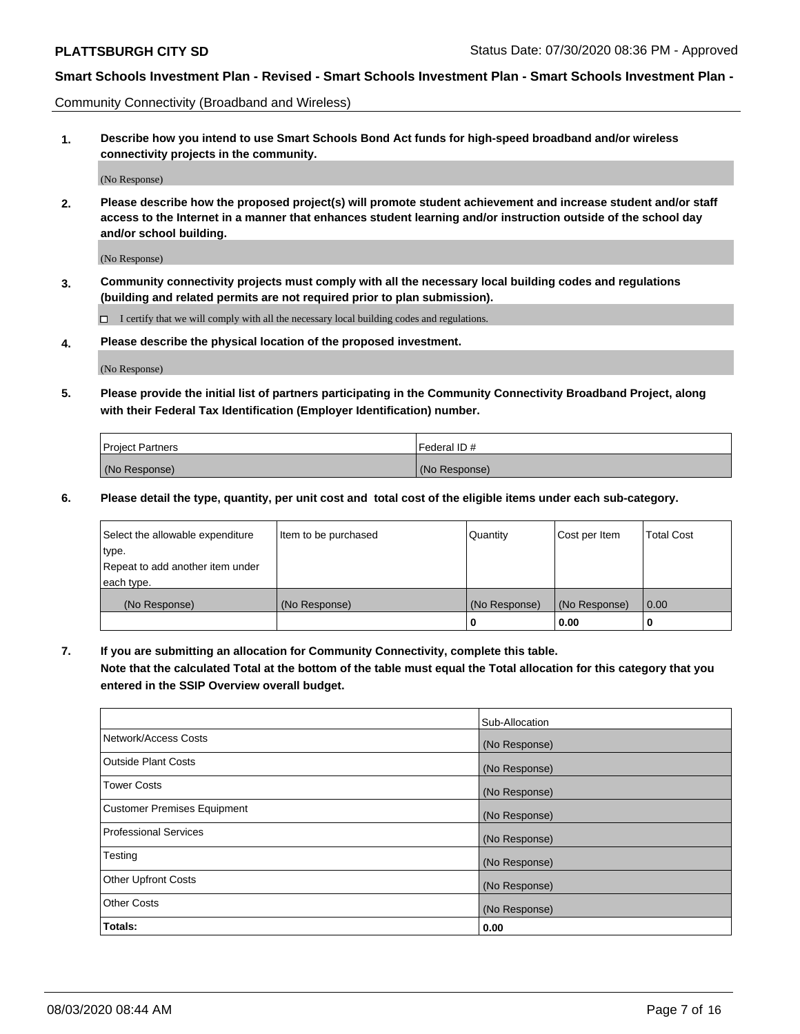Community Connectivity (Broadband and Wireless)

**1. Describe how you intend to use Smart Schools Bond Act funds for high-speed broadband and/or wireless connectivity projects in the community.**

(No Response)

**2. Please describe how the proposed project(s) will promote student achievement and increase student and/or staff access to the Internet in a manner that enhances student learning and/or instruction outside of the school day and/or school building.**

(No Response)

**3. Community connectivity projects must comply with all the necessary local building codes and regulations (building and related permits are not required prior to plan submission).**

☐ I certify that we will comply with all the necessary local building codes and regulations.

**4. Please describe the physical location of the proposed investment.**

(No Response)

**5. Please provide the initial list of partners participating in the Community Connectivity Broadband Project, along with their Federal Tax Identification (Employer Identification) number.**

| Project Partners | Federal ID # |
|---|---|
| (No Response) | (No Response) |

**6. Please detail the type, quantity, per unit cost and total cost of the eligible items under each sub-category.**

| Select the allowable expenditure type. Repeat to add another item under each type. | Item to be purchased | Quantity | Cost per Item | Total Cost |
|---|---|---|---|---|
| (No Response) | (No Response) | (No Response) | (No Response) | 0.00 |
| | | 0 | 0.00 | 0 |

**7. If you are submitting an allocation for Community Connectivity, complete this table. Note that the calculated Total at the bottom of the table must equal the Total allocation for this category that you entered in the SSIP Overview overall budget.**

| | Sub-Allocation |
|---|---|
| Network/Access Costs | (No Response) |
| Outside Plant Costs | (No Response) |
| Tower Costs | (No Response) |
| Customer Premises Equipment | (No Response) |
| Professional Services | (No Response) |
| Testing | (No Response) |
| Other Upfront Costs | (No Response) |
| Other Costs | (No Response) |
| **Totals:** | **0.00** |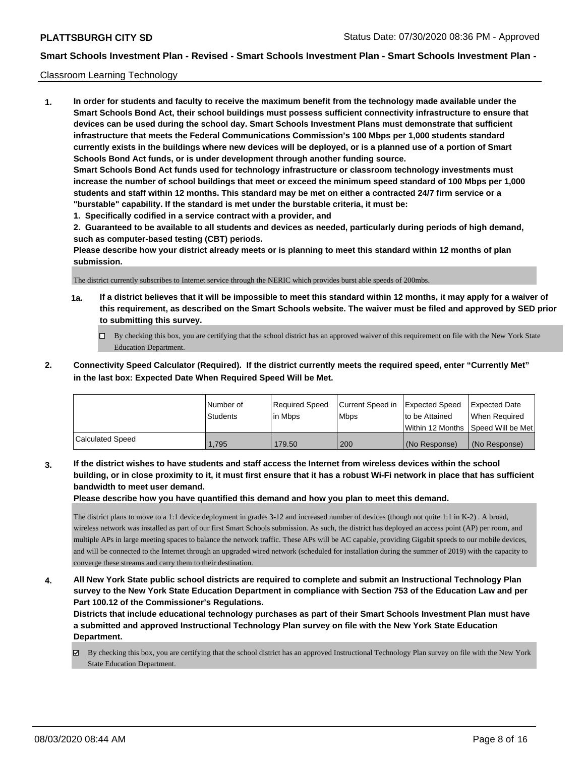Classroom Learning Technology

1. **In order for students and faculty to receive the maximum benefit from the technology made available under the Smart Schools Bond Act, their school buildings must possess sufficient connectivity infrastructure to ensure that devices can be used during the school day. Smart Schools Investment Plans must demonstrate that sufficient infrastructure that meets the Federal Communications Commission's 100 Mbps per 1,000 students standard currently exists in the buildings where new devices will be deployed, or is a planned use of a portion of Smart Schools Bond Act funds, or is under development through another funding source.**

   **Smart Schools Bond Act funds used for technology infrastructure or classroom technology investments must increase the number of school buildings that meet or exceed the minimum speed standard of 100 Mbps per 1,000 students and staff within 12 months. This standard may be met on either a contracted 24/7 firm service or a "burstable" capability. If the standard is met under the burstable criteria, it must be:**

   **1. Specifically codified in a service contract with a provider, and**

   **2. Guaranteed to be available to all students and devices as needed, particularly during periods of high demand, such as computer-based testing (CBT) periods.**

   **Please describe how your district already meets or is planning to meet this standard within 12 months of plan submission.**

   The district currently subscribes to Internet service through the NERIC which provides burst able speeds of 200mbs.

   **1a. If a district believes that it will be impossible to meet this standard within 12 months, it may apply for a waiver of this requirement, as described on the Smart Schools website. The waiver must be filed and approved by SED prior to submitting this survey.**

   ☐ By checking this box, you are certifying that the school district has an approved waiver of this requirement on file with the New York State Education Department.

2. **Connectivity Speed Calculator (Required). If the district currently meets the required speed, enter "Currently Met" in the last box: Expected Date When Required Speed Will be Met.**

|  | Number of Students | Required Speed in Mbps | Current Speed in Mbps | Expected Speed to be Attained Within 12 Months | Expected Date When Required Speed Will be Met |
|---|---|---|---|---|---|
| Calculated Speed | 1,795 | 179.50 | 200 | (No Response) | (No Response) |

3. **If the district wishes to have students and staff access the Internet from wireless devices within the school building, or in close proximity to it, it must first ensure that it has a robust Wi-Fi network in place that has sufficient bandwidth to meet user demand.**

   **Please describe how you have quantified this demand and how you plan to meet this demand.**

   The district plans to move to a 1:1 device deployment in grades 3-12 and increased number of devices (though not quite 1:1 in K-2) . A broad, wireless network was installed as part of our first Smart Schools submission. As such, the district has deployed an access point (AP) per room, and multiple APs in large meeting spaces to balance the network traffic. These APs will be AC capable, providing Gigabit speeds to our mobile devices, and will be connected to the Internet through an upgraded wired network (scheduled for installation during the summer of 2019) with the capacity to converge these streams and carry them to their destination.

4. **All New York State public school districts are required to complete and submit an Instructional Technology Plan survey to the New York State Education Department in compliance with Section 753 of the Education Law and per Part 100.12 of the Commissioner's Regulations.**

   **Districts that include educational technology purchases as part of their Smart Schools Investment Plan must have a submitted and approved Instructional Technology Plan survey on file with the New York State Education Department.**

   ☑ By checking this box, you are certifying that the school district has an approved Instructional Technology Plan survey on file with the New York State Education Department.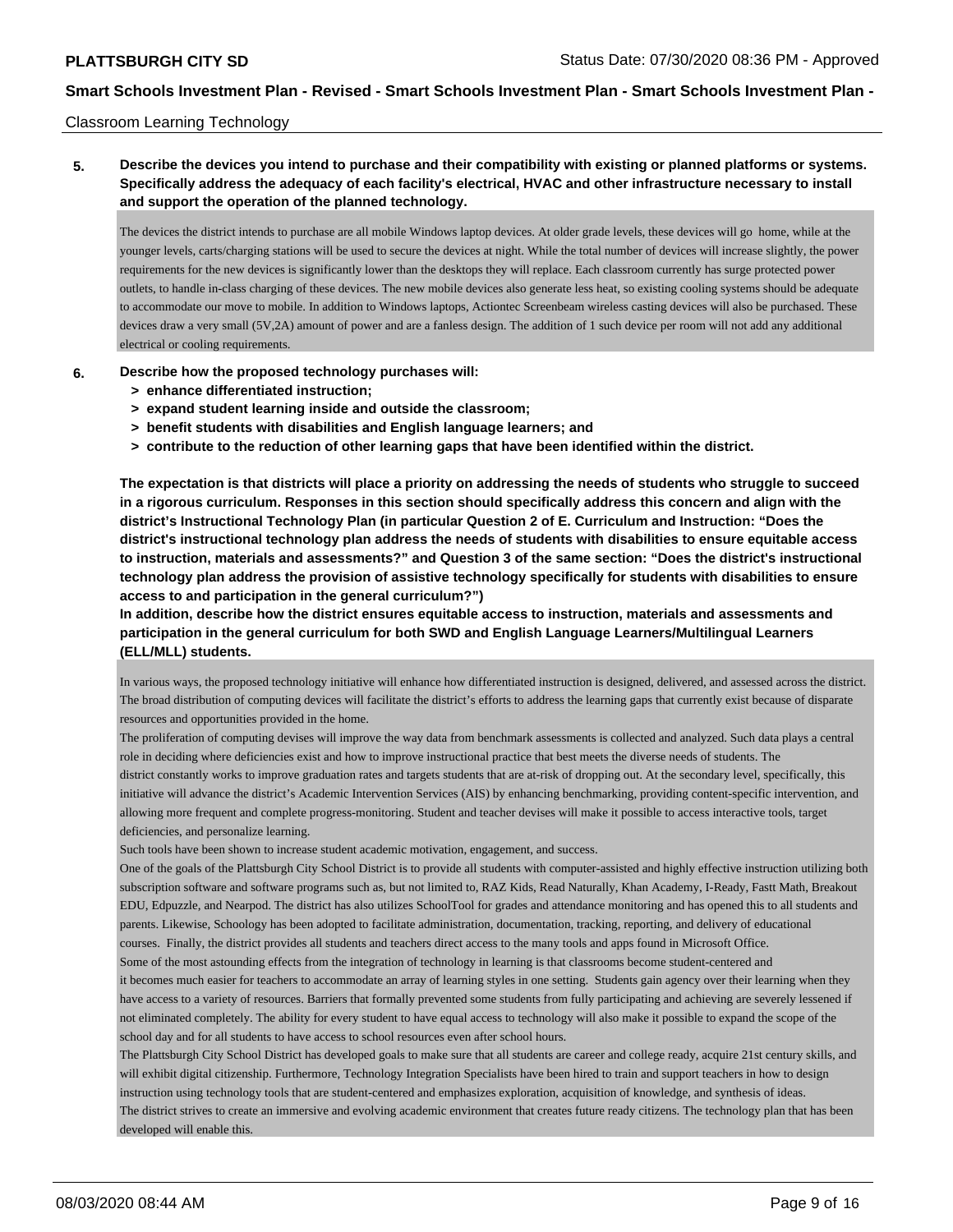Classroom Learning Technology

**5. Describe the devices you intend to purchase and their compatibility with existing or planned platforms or systems. Specifically address the adequacy of each facility's electrical, HVAC and other infrastructure necessary to install and support the operation of the planned technology.**

The devices the district intends to purchase are all mobile Windows laptop devices. At older grade levels, these devices will go home, while at the younger levels, carts/charging stations will be used to secure the devices at night. While the total number of devices will increase slightly, the power requirements for the new devices is significantly lower than the desktops they will replace. Each classroom currently has surge protected power outlets, to handle in-class charging of these devices. The new mobile devices also generate less heat, so existing cooling systems should be adequate to accommodate our move to mobile. In addition to Windows laptops, Actiontec Screenbeam wireless casting devices will also be purchased. These devices draw a very small (5V,2A) amount of power and are a fanless design. The addition of 1 such device per room will not add any additional electrical or cooling requirements.

**6. Describe how the proposed technology purchases will:**

- **> enhance differentiated instruction;**
- **> expand student learning inside and outside the classroom;**
- **> benefit students with disabilities and English language learners; and**
- **> contribute to the reduction of other learning gaps that have been identified within the district.**

**The expectation is that districts will place a priority on addressing the needs of students who struggle to succeed in a rigorous curriculum. Responses in this section should specifically address this concern and align with the district's Instructional Technology Plan (in particular Question 2 of E. Curriculum and Instruction: "Does the district's instructional technology plan address the needs of students with disabilities to ensure equitable access to instruction, materials and assessments?" and Question 3 of the same section: "Does the district's instructional technology plan address the provision of assistive technology specifically for students with disabilities to ensure access to and participation in the general curriculum?")**

**In addition, describe how the district ensures equitable access to instruction, materials and assessments and participation in the general curriculum for both SWD and English Language Learners/Multilingual Learners (ELL/MLL) students.**

In various ways, the proposed technology initiative will enhance how differentiated instruction is designed, delivered, and assessed across the district. The broad distribution of computing devices will facilitate the district's efforts to address the learning gaps that currently exist because of disparate resources and opportunities provided in the home.

The proliferation of computing devises will improve the way data from benchmark assessments is collected and analyzed. Such data plays a central role in deciding where deficiencies exist and how to improve instructional practice that best meets the diverse needs of students. The district constantly works to improve graduation rates and targets students that are at-risk of dropping out. At the secondary level, specifically, this initiative will advance the district's Academic Intervention Services (AIS) by enhancing benchmarking, providing content-specific intervention, and allowing more frequent and complete progress-monitoring. Student and teacher devises will make it possible to access interactive tools, target deficiencies, and personalize learning.

Such tools have been shown to increase student academic motivation, engagement, and success.

One of the goals of the Plattsburgh City School District is to provide all students with computer-assisted and highly effective instruction utilizing both subscription software and software programs such as, but not limited to, RAZ Kids, Read Naturally, Khan Academy, I-Ready, Fastt Math, Breakout EDU, Edpuzzle, and Nearpod. The district has also utilizes SchoolTool for grades and attendance monitoring and has opened this to all students and parents. Likewise, Schoology has been adopted to facilitate administration, documentation, tracking, reporting, and delivery of educational courses. Finally, the district provides all students and teachers direct access to the many tools and apps found in Microsoft Office.

Some of the most astounding effects from the integration of technology in learning is that classrooms become student-centered and it becomes much easier for teachers to accommodate an array of learning styles in one setting. Students gain agency over their learning when they have access to a variety of resources. Barriers that formally prevented some students from fully participating and achieving are severely lessened if not eliminated completely. The ability for every student to have equal access to technology will also make it possible to expand the scope of the school day and for all students to have access to school resources even after school hours.

The Plattsburgh City School District has developed goals to make sure that all students are career and college ready, acquire 21st century skills, and will exhibit digital citizenship. Furthermore, Technology Integration Specialists have been hired to train and support teachers in how to design instruction using technology tools that are student-centered and emphasizes exploration, acquisition of knowledge, and synthesis of ideas.

The district strives to create an immersive and evolving academic environment that creates future ready citizens. The technology plan that has been developed will enable this.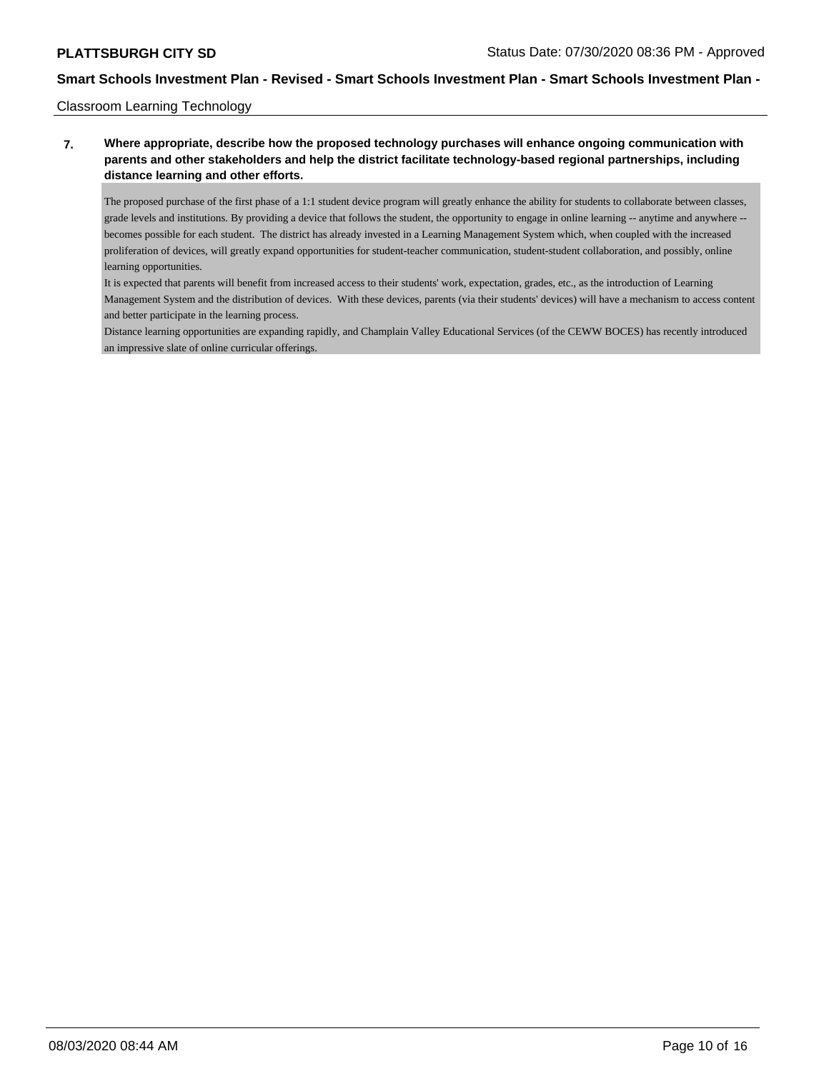Classroom Learning Technology

**7. Where appropriate, describe how the proposed technology purchases will enhance ongoing communication with parents and other stakeholders and help the district facilitate technology-based regional partnerships, including distance learning and other efforts.**

The proposed purchase of the first phase of a 1:1 student device program will greatly enhance the ability for students to collaborate between classes, grade levels and institutions. By providing a device that follows the student, the opportunity to engage in online learning -- anytime and anywhere -- becomes possible for each student.  The district has already invested in a Learning Management System which, when coupled with the increased proliferation of devices, will greatly expand opportunities for student-teacher communication, student-student collaboration, and possibly, online learning opportunities.
It is expected that parents will benefit from increased access to their students' work, expectation, grades, etc., as the introduction of Learning Management System and the distribution of devices.  With these devices, parents (via their students' devices) will have a mechanism to access content and better participate in the learning process.
Distance learning opportunities are expanding rapidly, and Champlain Valley Educational Services (of the CEWW BOCES) has recently introduced an impressive slate of online curricular offerings.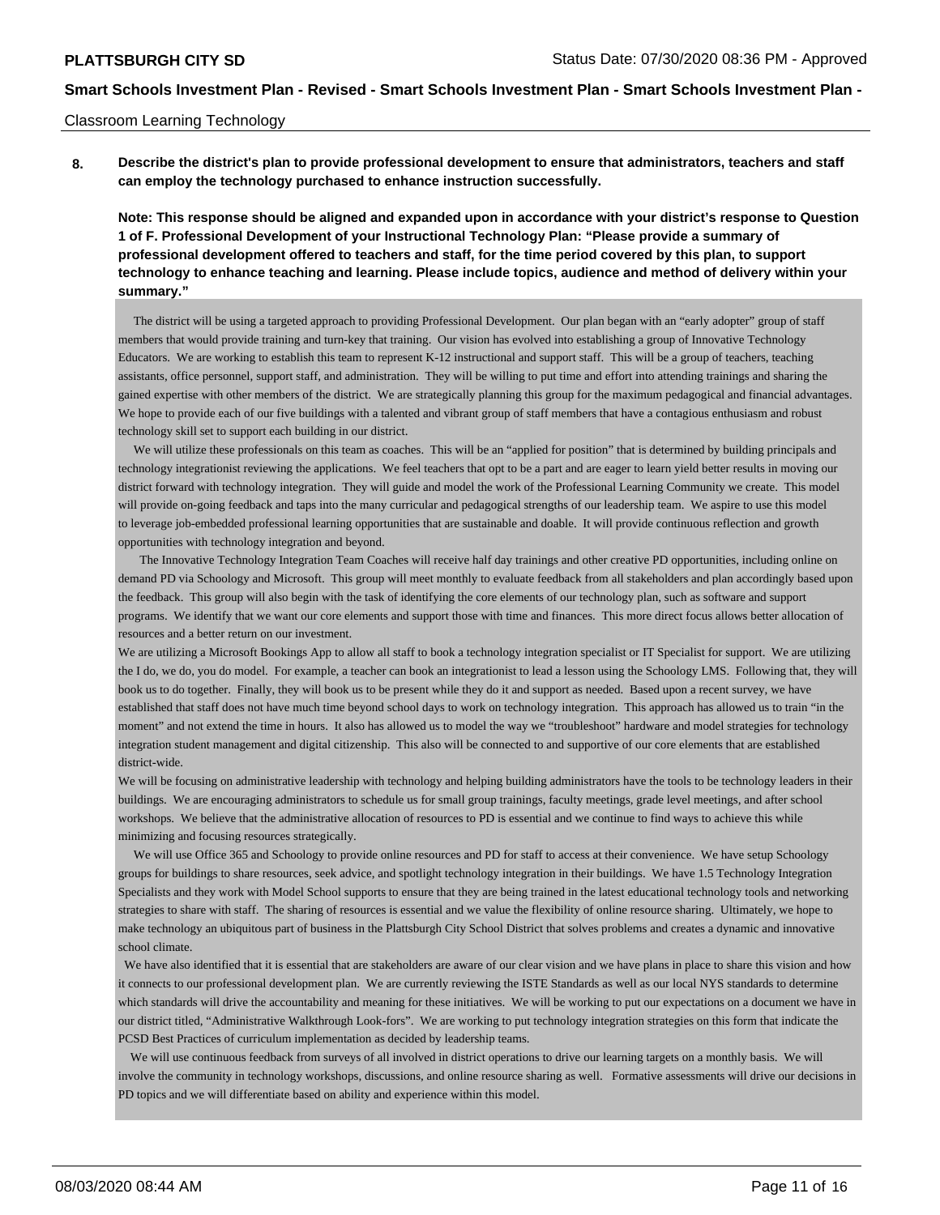Classroom Learning Technology

**8. Describe the district's plan to provide professional development to ensure that administrators, teachers and staff can employ the technology purchased to enhance instruction successfully.**

**Note: This response should be aligned and expanded upon in accordance with your district's response to Question 1 of F. Professional Development of your Instructional Technology Plan: "Please provide a summary of professional development offered to teachers and staff, for the time period covered by this plan, to support technology to enhance teaching and learning. Please include topics, audience and method of delivery within your summary."**

The district will be using a targeted approach to providing Professional Development. Our plan began with an "early adopter" group of staff members that would provide training and turn-key that training. Our vision has evolved into establishing a group of Innovative Technology Educators. We are working to establish this team to represent K-12 instructional and support staff. This will be a group of teachers, teaching assistants, office personnel, support staff, and administration. They will be willing to put time and effort into attending trainings and sharing the gained expertise with other members of the district. We are strategically planning this group for the maximum pedagogical and financial advantages. We hope to provide each of our five buildings with a talented and vibrant group of staff members that have a contagious enthusiasm and robust technology skill set to support each building in our district.

We will utilize these professionals on this team as coaches. This will be an "applied for position" that is determined by building principals and technology integrationist reviewing the applications. We feel teachers that opt to be a part and are eager to learn yield better results in moving our district forward with technology integration. They will guide and model the work of the Professional Learning Community we create. This model will provide on-going feedback and taps into the many curricular and pedagogical strengths of our leadership team. We aspire to use this model to leverage job-embedded professional learning opportunities that are sustainable and doable. It will provide continuous reflection and growth opportunities with technology integration and beyond.

The Innovative Technology Integration Team Coaches will receive half day trainings and other creative PD opportunities, including online on demand PD via Schoology and Microsoft. This group will meet monthly to evaluate feedback from all stakeholders and plan accordingly based upon the feedback. This group will also begin with the task of identifying the core elements of our technology plan, such as software and support programs. We identify that we want our core elements and support those with time and finances. This more direct focus allows better allocation of resources and a better return on our investment.

We are utilizing a Microsoft Bookings App to allow all staff to book a technology integration specialist or IT Specialist for support. We are utilizing the I do, we do, you do model. For example, a teacher can book an integrationist to lead a lesson using the Schoology LMS. Following that, they will book us to do together. Finally, they will book us to be present while they do it and support as needed. Based upon a recent survey, we have established that staff does not have much time beyond school days to work on technology integration. This approach has allowed us to train "in the moment" and not extend the time in hours. It also has allowed us to model the way we "troubleshoot" hardware and model strategies for technology integration student management and digital citizenship. This also will be connected to and supportive of our core elements that are established district-wide.

We will be focusing on administrative leadership with technology and helping building administrators have the tools to be technology leaders in their buildings. We are encouraging administrators to schedule us for small group trainings, faculty meetings, grade level meetings, and after school workshops. We believe that the administrative allocation of resources to PD is essential and we continue to find ways to achieve this while minimizing and focusing resources strategically.

We will use Office 365 and Schoology to provide online resources and PD for staff to access at their convenience. We have setup Schoology groups for buildings to share resources, seek advice, and spotlight technology integration in their buildings. We have 1.5 Technology Integration Specialists and they work with Model School supports to ensure that they are being trained in the latest educational technology tools and networking strategies to share with staff. The sharing of resources is essential and we value the flexibility of online resource sharing. Ultimately, we hope to make technology an ubiquitous part of business in the Plattsburgh City School District that solves problems and creates a dynamic and innovative school climate.

We have also identified that it is essential that are stakeholders are aware of our clear vision and we have plans in place to share this vision and how it connects to our professional development plan. We are currently reviewing the ISTE Standards as well as our local NYS standards to determine which standards will drive the accountability and meaning for these initiatives. We will be working to put our expectations on a document we have in our district titled, "Administrative Walkthrough Look-fors". We are working to put technology integration strategies on this form that indicate the PCSD Best Practices of curriculum implementation as decided by leadership teams.

We will use continuous feedback from surveys of all involved in district operations to drive our learning targets on a monthly basis. We will involve the community in technology workshops, discussions, and online resource sharing as well. Formative assessments will drive our decisions in PD topics and we will differentiate based on ability and experience within this model.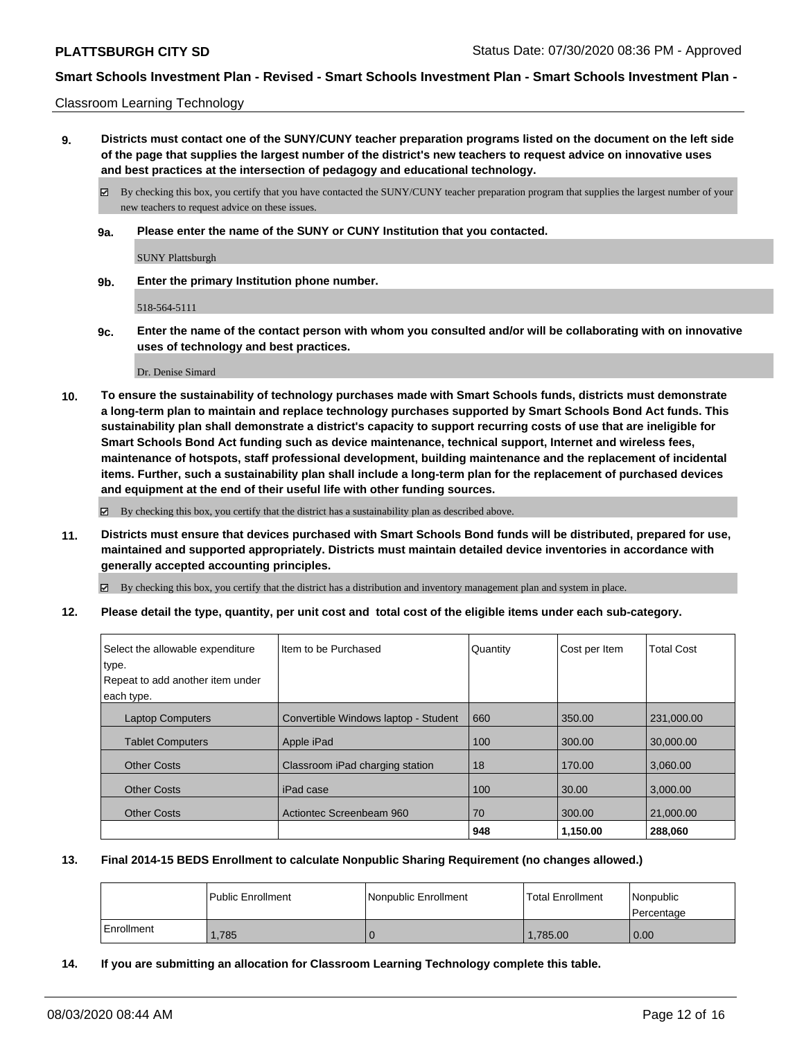Classroom Learning Technology

**9. Districts must contact one of the SUNY/CUNY teacher preparation programs listed on the document on the left side of the page that supplies the largest number of the district's new teachers to request advice on innovative uses and best practices at the intersection of pedagogy and educational technology.**

☑ By checking this box, you certify that you have contacted the SUNY/CUNY teacher preparation program that supplies the largest number of your new teachers to request advice on these issues.

**9a. Please enter the name of the SUNY or CUNY Institution that you contacted.**

SUNY Plattsburgh

**9b. Enter the primary Institution phone number.**

518-564-5111

**9c. Enter the name of the contact person with whom you consulted and/or will be collaborating with on innovative uses of technology and best practices.**

Dr. Denise Simard

**10. To ensure the sustainability of technology purchases made with Smart Schools funds, districts must demonstrate a long-term plan to maintain and replace technology purchases supported by Smart Schools Bond Act funds. This sustainability plan shall demonstrate a district's capacity to support recurring costs of use that are ineligible for Smart Schools Bond Act funding such as device maintenance, technical support, Internet and wireless fees, maintenance of hotspots, staff professional development, building maintenance and the replacement of incidental items. Further, such a sustainability plan shall include a long-term plan for the replacement of purchased devices and equipment at the end of their useful life with other funding sources.**

☑ By checking this box, you certify that the district has a sustainability plan as described above.

**11. Districts must ensure that devices purchased with Smart Schools Bond funds will be distributed, prepared for use, maintained and supported appropriately. Districts must maintain detailed device inventories in accordance with generally accepted accounting principles.**

☑ By checking this box, you certify that the district has a distribution and inventory management plan and system in place.

**12. Please detail the type, quantity, per unit cost and total cost of the eligible items under each sub-category.**

| Select the allowable expenditure type. Repeat to add another item under each type. | Item to be Purchased | Quantity | Cost per Item | Total Cost |
|---|---|---|---|---|
| Laptop Computers | Convertible Windows laptop - Student | 660 | 350.00 | 231,000.00 |
| Tablet Computers | Apple iPad | 100 | 300.00 | 30,000.00 |
| Other Costs | Classroom iPad charging station | 18 | 170.00 | 3,060.00 |
| Other Costs | iPad case | 100 | 30.00 | 3,000.00 |
| Other Costs | Actiontec Screenbeam 960 | 70 | 300.00 | 21,000.00 |
| | | **948** | **1,150.00** | **288,060** |

**13. Final 2014-15 BEDS Enrollment to calculate Nonpublic Sharing Requirement (no changes allowed.)**

| | Public Enrollment | Nonpublic Enrollment | Total Enrollment | Nonpublic Percentage |
|---|---|---|---|---|
| Enrollment | 1,785 | 0 | 1,785.00 | 0.00 |

**14. If you are submitting an allocation for Classroom Learning Technology complete this table.**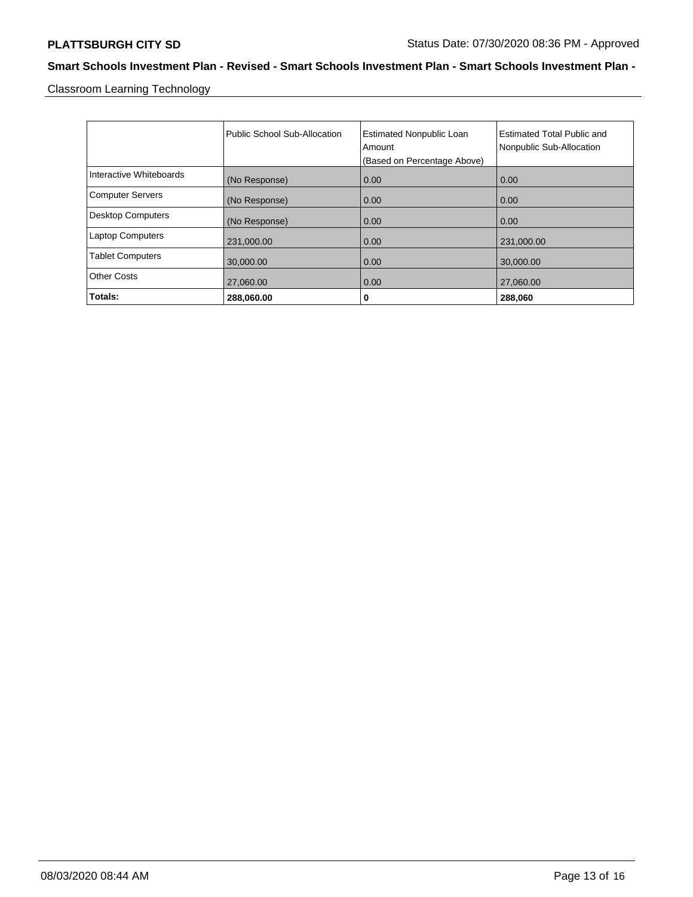Classroom Learning Technology

| | Public School Sub-Allocation | Estimated Nonpublic Loan Amount (Based on Percentage Above) | Estimated Total Public and Nonpublic Sub-Allocation |
|---|---|---|---|
| Interactive Whiteboards | (No Response) | 0.00 | 0.00 |
| Computer Servers | (No Response) | 0.00 | 0.00 |
| Desktop Computers | (No Response) | 0.00 | 0.00 |
| Laptop Computers | 231,000.00 | 0.00 | 231,000.00 |
| Tablet Computers | 30,000.00 | 0.00 | 30,000.00 |
| Other Costs | 27,060.00 | 0.00 | 27,060.00 |
| **Totals:** | **288,060.00** | **0** | **288,060** |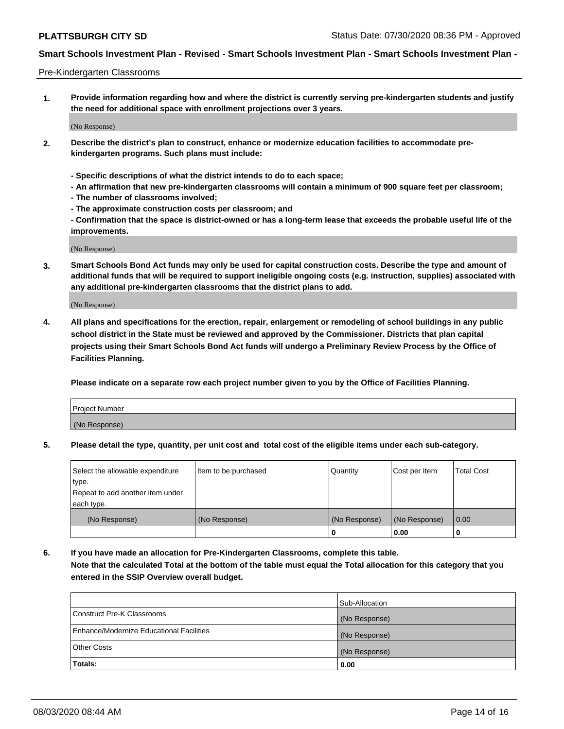Pre-Kindergarten Classrooms

**1. Provide information regarding how and where the district is currently serving pre-kindergarten students and justify the need for additional space with enrollment projections over 3 years.**

(No Response)

**2. Describe the district's plan to construct, enhance or modernize education facilities to accommodate pre-kindergarten programs. Such plans must include:**

**- Specific descriptions of what the district intends to do to each space;**
**- An affirmation that new pre-kindergarten classrooms will contain a minimum of 900 square feet per classroom;**
**- The number of classrooms involved;**
**- The approximate construction costs per classroom; and**
**- Confirmation that the space is district-owned or has a long-term lease that exceeds the probable useful life of the improvements.**

(No Response)

**3. Smart Schools Bond Act funds may only be used for capital construction costs. Describe the type and amount of additional funds that will be required to support ineligible ongoing costs (e.g. instruction, supplies) associated with any additional pre-kindergarten classrooms that the district plans to add.**

(No Response)

**4. All plans and specifications for the erection, repair, enlargement or remodeling of school buildings in any public school district in the State must be reviewed and approved by the Commissioner. Districts that plan capital projects using their Smart Schools Bond Act funds will undergo a Preliminary Review Process by the Office of Facilities Planning.**

**Please indicate on a separate row each project number given to you by the Office of Facilities Planning.**

| Project Number |
|---|
| (No Response) |

**5. Please detail the type, quantity, per unit cost and total cost of the eligible items under each sub-category.**

| Select the allowable expenditure type. Repeat to add another item under each type. | Item to be purchased | Quantity | Cost per Item | Total Cost |
|---|---|---|---|---|
| (No Response) | (No Response) | (No Response) | (No Response) | 0.00 |
| | | 0 | 0.00 | 0 |

**6. If you have made an allocation for Pre-Kindergarten Classrooms, complete this table.**
**Note that the calculated Total at the bottom of the table must equal the Total allocation for this category that you entered in the SSIP Overview overall budget.**

| | Sub-Allocation |
|---|---|
| Construct Pre-K Classrooms | (No Response) |
| Enhance/Modernize Educational Facilities | (No Response) |
| Other Costs | (No Response) |
| **Totals:** | **0.00** |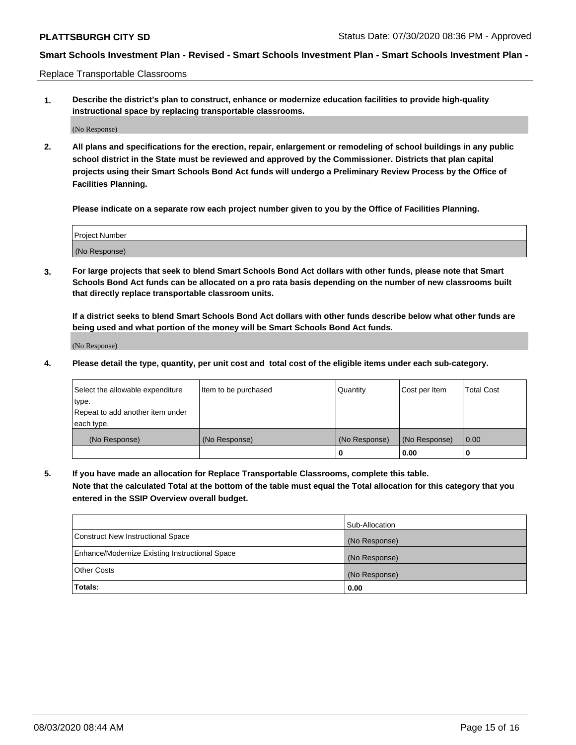**PLATTSBURGH CITY SD** Status Date: 07/30/2020 08:36 PM - Approved

**Smart Schools Investment Plan - Revised - Smart Schools Investment Plan - Smart Schools Investment Plan -**

Replace Transportable Classrooms

1. **Describe the district's plan to construct, enhance or modernize education facilities to provide high-quality instructional space by replacing transportable classrooms.**

   (No Response)

2. **All plans and specifications for the erection, repair, enlargement or remodeling of school buildings in any public school district in the State must be reviewed and approved by the Commissioner. Districts that plan capital projects using their Smart Schools Bond Act funds will undergo a Preliminary Review Process by the Office of Facilities Planning.**

   **Please indicate on a separate row each project number given to you by the Office of Facilities Planning.**

| Project Number |
|---|
| (No Response) |

3. **For large projects that seek to blend Smart Schools Bond Act dollars with other funds, please note that Smart Schools Bond Act funds can be allocated on a pro rata basis depending on the number of new classrooms built that directly replace transportable classroom units.**

   **If a district seeks to blend Smart Schools Bond Act dollars with other funds describe below what other funds are being used and what portion of the money will be Smart Schools Bond Act funds.**

   (No Response)

4. **Please detail the type, quantity, per unit cost and total cost of the eligible items under each sub-category.**

| Select the allowable expenditure type. Repeat to add another item under each type. | Item to be purchased | Quantity | Cost per Item | Total Cost |
|---|---|---|---|---|
| (No Response) | (No Response) | (No Response) | (No Response) | 0.00 |
| | | 0 | 0.00 | 0 |

5. **If you have made an allocation for Replace Transportable Classrooms, complete this table. Note that the calculated Total at the bottom of the table must equal the Total allocation for this category that you entered in the SSIP Overview overall budget.**

| | Sub-Allocation |
|---|---|
| Construct New Instructional Space | (No Response) |
| Enhance/Modernize Existing Instructional Space | (No Response) |
| Other Costs | (No Response) |
| **Totals:** | **0.00** |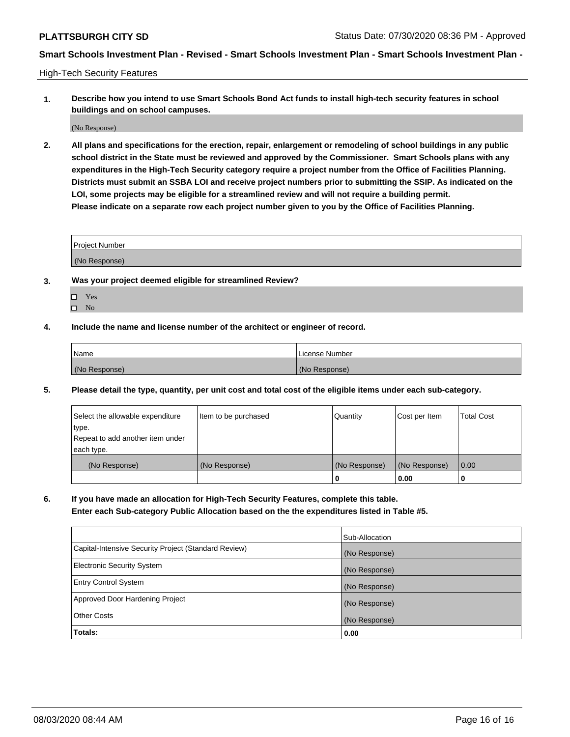High-Tech Security Features

**1. Describe how you intend to use Smart Schools Bond Act funds to install high-tech security features in school buildings and on school campuses.**

(No Response)

**2. All plans and specifications for the erection, repair, enlargement or remodeling of school buildings in any public school district in the State must be reviewed and approved by the Commissioner. Smart Schools plans with any expenditures in the High-Tech Security category require a project number from the Office of Facilities Planning. Districts must submit an SSBA LOI and receive project numbers prior to submitting the SSIP. As indicated on the LOI, some projects may be eligible for a streamlined review and will not require a building permit. Please indicate on a separate row each project number given to you by the Office of Facilities Planning.**

| Project Number |
| --- |
| (No Response) |

**3. Was your project deemed eligible for streamlined Review?**

- ☐ Yes
- ☐ No

**4. Include the name and license number of the architect or engineer of record.**

| Name | License Number |
| --- | --- |
| (No Response) | (No Response) |

**5. Please detail the type, quantity, per unit cost and total cost of the eligible items under each sub-category.**

| Select the allowable expenditure type. Repeat to add another item under each type. | Item to be purchased | Quantity | Cost per Item | Total Cost |
| --- | --- | --- | --- | --- |
| (No Response) | (No Response) | (No Response) | (No Response) | 0.00 |
| | | 0 | 0.00 | 0 |

**6. If you have made an allocation for High-Tech Security Features, complete this table. Enter each Sub-category Public Allocation based on the the expenditures listed in Table #5.**

| | Sub-Allocation |
| --- | --- |
| Capital-Intensive Security Project (Standard Review) | (No Response) |
| Electronic Security System | (No Response) |
| Entry Control System | (No Response) |
| Approved Door Hardening Project | (No Response) |
| Other Costs | (No Response) |
| **Totals:** | **0.00** |